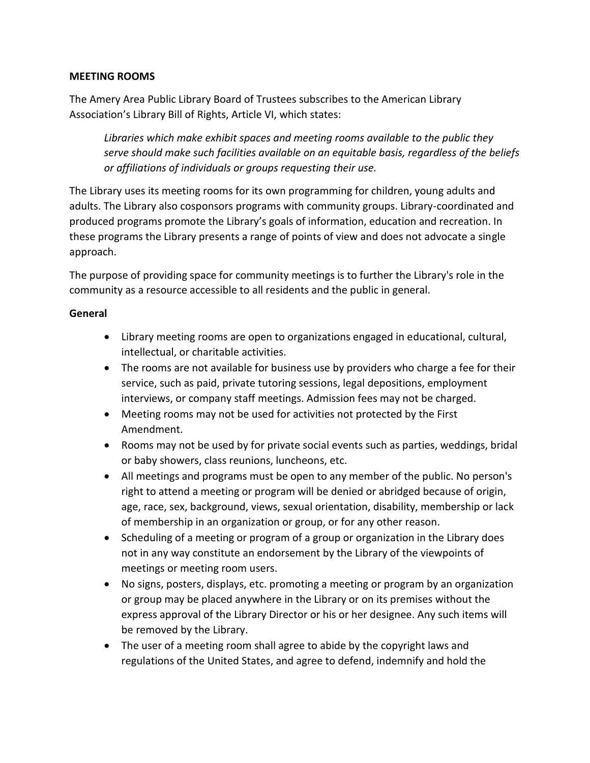**MEETING ROOMS**

The Amery Area Public Library Board of Trustees subscribes to the American Library Association's Library Bill of Rights, Article VI, which states:

> *Libraries which make exhibit spaces and meeting rooms available to the public they serve should make such facilities available on an equitable basis, regardless of the beliefs or affiliations of individuals or groups requesting their use.*

The Library uses its meeting rooms for its own programming for children, young adults and adults. The Library also cosponsors programs with community groups. Library-coordinated and produced programs promote the Library's goals of information, education and recreation. In these programs the Library presents a range of points of view and does not advocate a single approach.

The purpose of providing space for community meetings is to further the Library's role in the community as a resource accessible to all residents and the public in general.

**General**

- Library meeting rooms are open to organizations engaged in educational, cultural, intellectual, or charitable activities.
- The rooms are not available for business use by providers who charge a fee for their service, such as paid, private tutoring sessions, legal depositions, employment interviews, or company staff meetings. Admission fees may not be charged.
- Meeting rooms may not be used for activities not protected by the First Amendment.
- Rooms may not be used by for private social events such as parties, weddings, bridal or baby showers, class reunions, luncheons, etc.
- All meetings and programs must be open to any member of the public. No person's right to attend a meeting or program will be denied or abridged because of origin, age, race, sex, background, views, sexual orientation, disability, membership or lack of membership in an organization or group, or for any other reason.
- Scheduling of a meeting or program of a group or organization in the Library does not in any way constitute an endorsement by the Library of the viewpoints of meetings or meeting room users.
- No signs, posters, displays, etc. promoting a meeting or program by an organization or group may be placed anywhere in the Library or on its premises without the express approval of the Library Director or his or her designee. Any such items will be removed by the Library.
- The user of a meeting room shall agree to abide by the copyright laws and regulations of the United States, and agree to defend, indemnify and hold the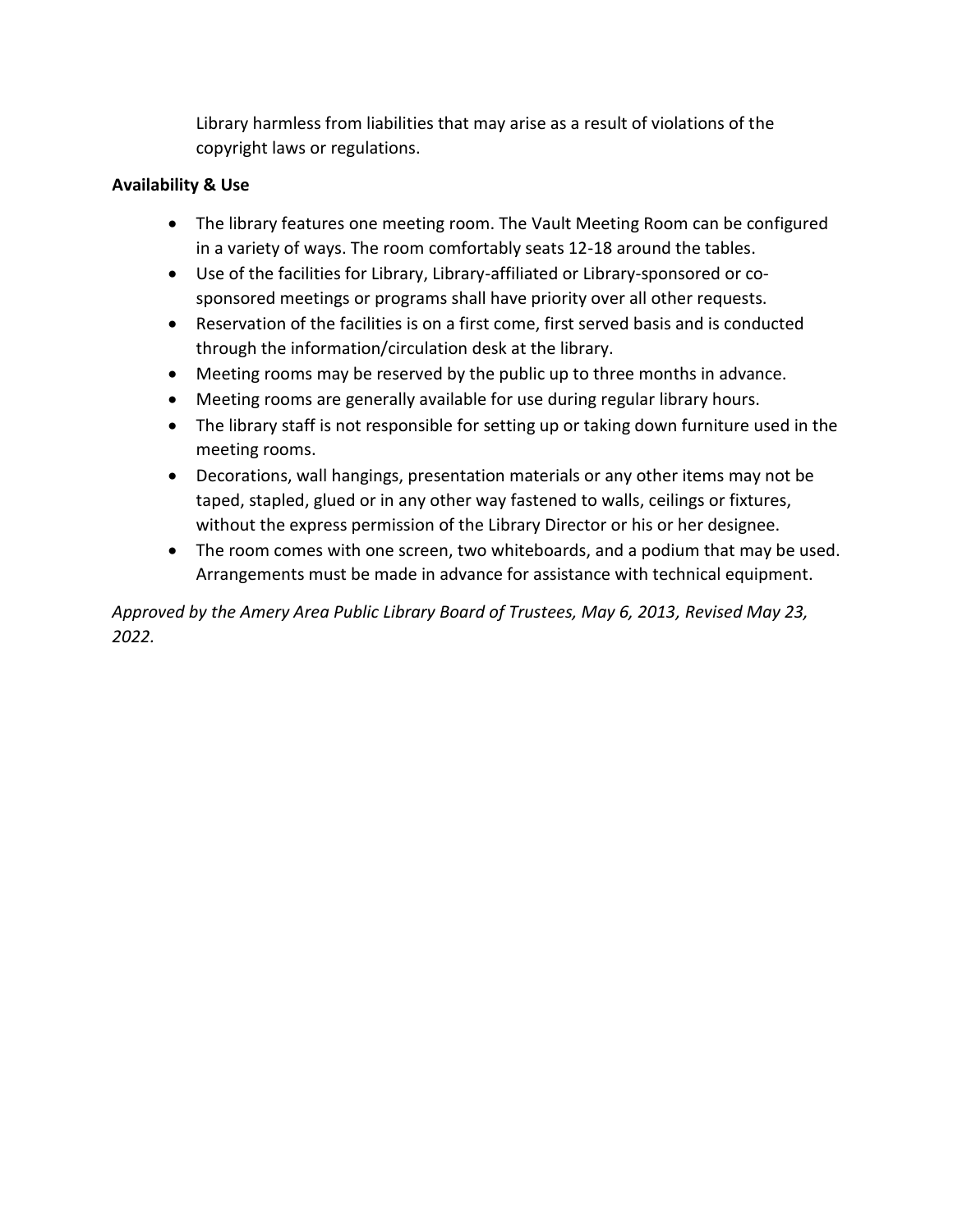Library harmless from liabilities that may arise as a result of violations of the copyright laws or regulations.

**Availability & Use**

- The library features one meeting room. The Vault Meeting Room can be configured in a variety of ways. The room comfortably seats 12-18 around the tables.
- Use of the facilities for Library, Library-affiliated or Library-sponsored or co-sponsored meetings or programs shall have priority over all other requests.
- Reservation of the facilities is on a first come, first served basis and is conducted through the information/circulation desk at the library.
- Meeting rooms may be reserved by the public up to three months in advance.
- Meeting rooms are generally available for use during regular library hours.
- The library staff is not responsible for setting up or taking down furniture used in the meeting rooms.
- Decorations, wall hangings, presentation materials or any other items may not be taped, stapled, glued or in any other way fastened to walls, ceilings or fixtures, without the express permission of the Library Director or his or her designee.
- The room comes with one screen, two whiteboards, and a podium that may be used. Arrangements must be made in advance for assistance with technical equipment.

*Approved by the Amery Area Public Library Board of Trustees, May 6, 2013, Revised May 23, 2022.*